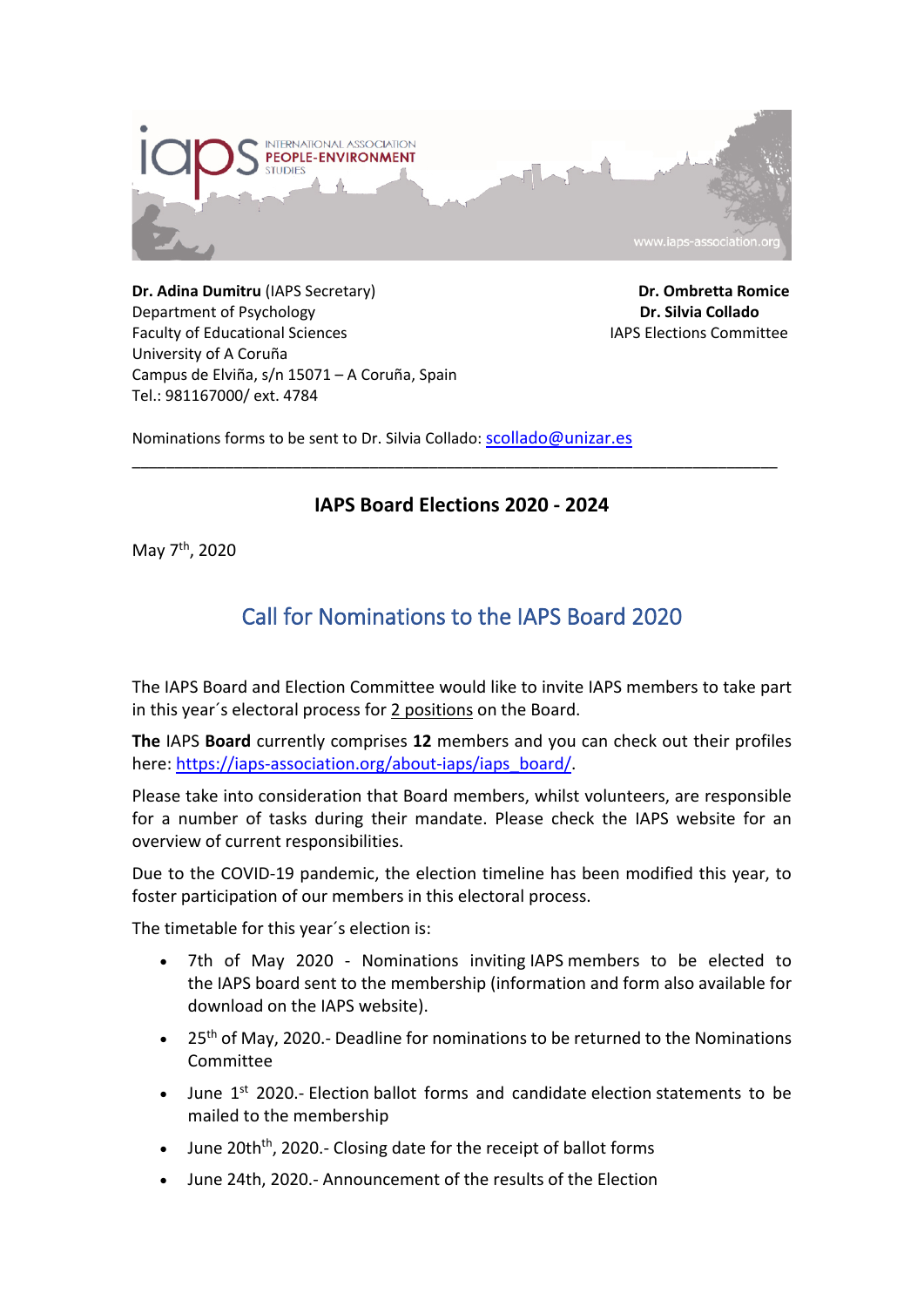**Dr. Adina Dumitru** (IAPS Secretary)
Department of Psychology
Faculty of Educational Sciences
University of A Coruña
Campus de Elviña, s/n 15071 – A Coruña, Spain
Tel.: 981167000/ ext. 4784

**Dr. Ombretta Romice**
**Dr. Silvia Collado**
IAPS Elections Committee

Nominations forms to be sent to Dr. Silvia Collado: scollado@unizar.es

---

### IAPS Board Elections 2020 - 2024

May 7th, 2020

## Call for Nominations to the IAPS Board 2020

The IAPS Board and Election Committee would like to invite IAPS members to take part in this year´s electoral process for 2 positions on the Board.

**The** IAPS **Board** currently comprises **12** members and you can check out their profiles here: https://iaps-association.org/about-iaps/iaps_board/.

Please take into consideration that Board members, whilst volunteers, are responsible for a number of tasks during their mandate. Please check the IAPS website for an overview of current responsibilities.

Due to the COVID-19 pandemic, the election timeline has been modified this year, to foster participation of our members in this electoral process.

The timetable for this year´s election is:

- 7th of May 2020 - Nominations inviting IAPS members to be elected to the IAPS board sent to the membership (information and form also available for download on the IAPS website).
- 25th of May, 2020.- Deadline for nominations to be returned to the Nominations Committee
- June 1st 2020.- Election ballot forms and candidate election statements to be mailed to the membership
- June 20thth, 2020.- Closing date for the receipt of ballot forms
- June 24th, 2020.- Announcement of the results of the Election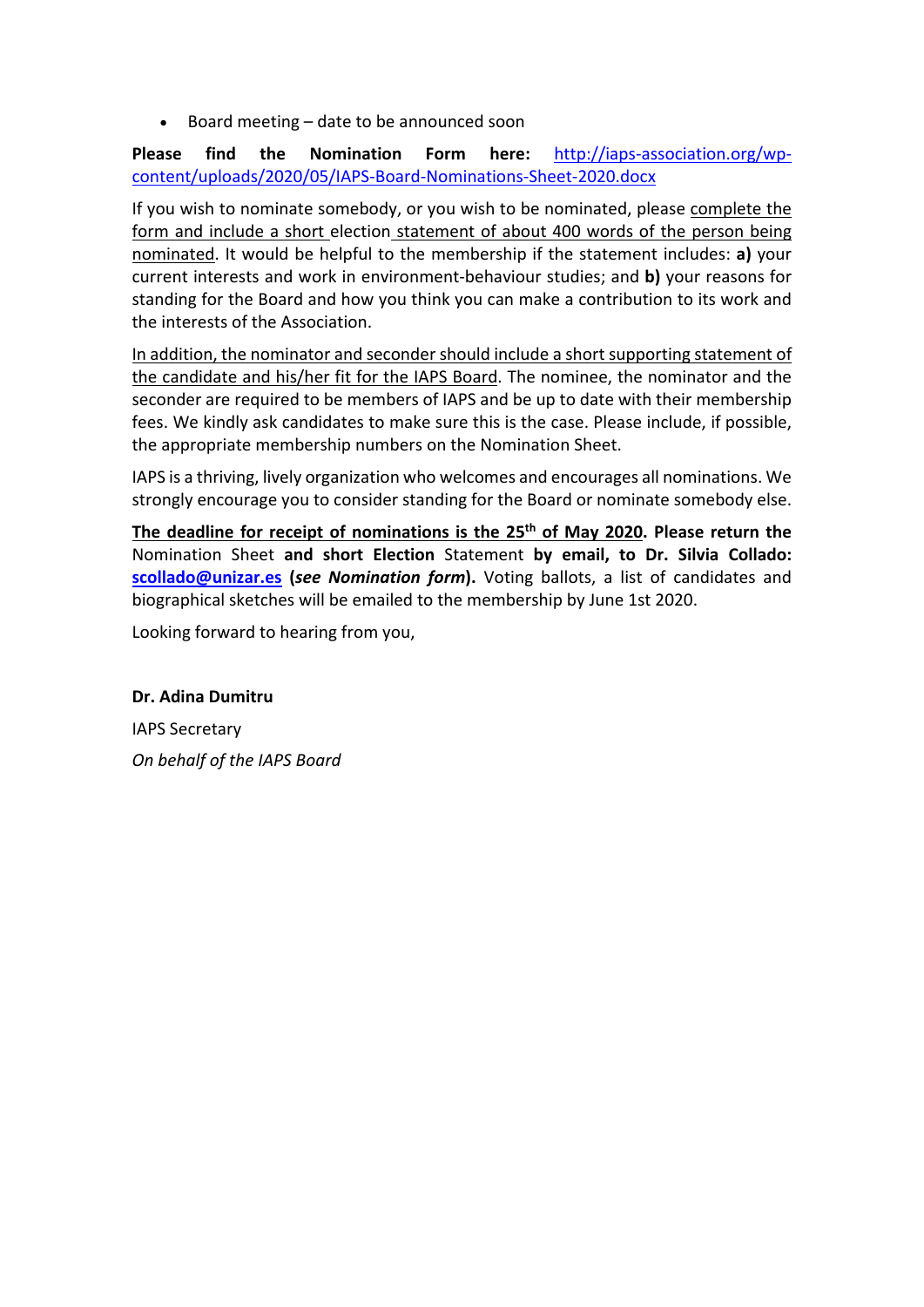- Board meeting – date to be announced soon

**Please find the Nomination Form here:** http://iaps-association.org/wp-content/uploads/2020/05/IAPS-Board-Nominations-Sheet-2020.docx

If you wish to nominate somebody, or you wish to be nominated, please complete the form and include a short election statement of about 400 words of the person being nominated. It would be helpful to the membership if the statement includes: **a)** your current interests and work in environment-behaviour studies; and **b)** your reasons for standing for the Board and how you think you can make a contribution to its work and the interests of the Association.

In addition, the nominator and seconder should include a short supporting statement of the candidate and his/her fit for the IAPS Board. The nominee, the nominator and the seconder are required to be members of IAPS and be up to date with their membership fees. We kindly ask candidates to make sure this is the case. Please include, if possible, the appropriate membership numbers on the Nomination Sheet.

IAPS is a thriving, lively organization who welcomes and encourages all nominations. We strongly encourage you to consider standing for the Board or nominate somebody else.

**The deadline for receipt of nominations is the 25th of May 2020. Please return the** Nomination Sheet **and short Election** Statement **by email, to Dr. Silvia Collado: scollado@unizar.es (*see Nomination form*).** Voting ballots, a list of candidates and biographical sketches will be emailed to the membership by June 1st 2020.

Looking forward to hearing from you,

**Dr. Adina Dumitru**

IAPS Secretary

*On behalf of the IAPS Board*